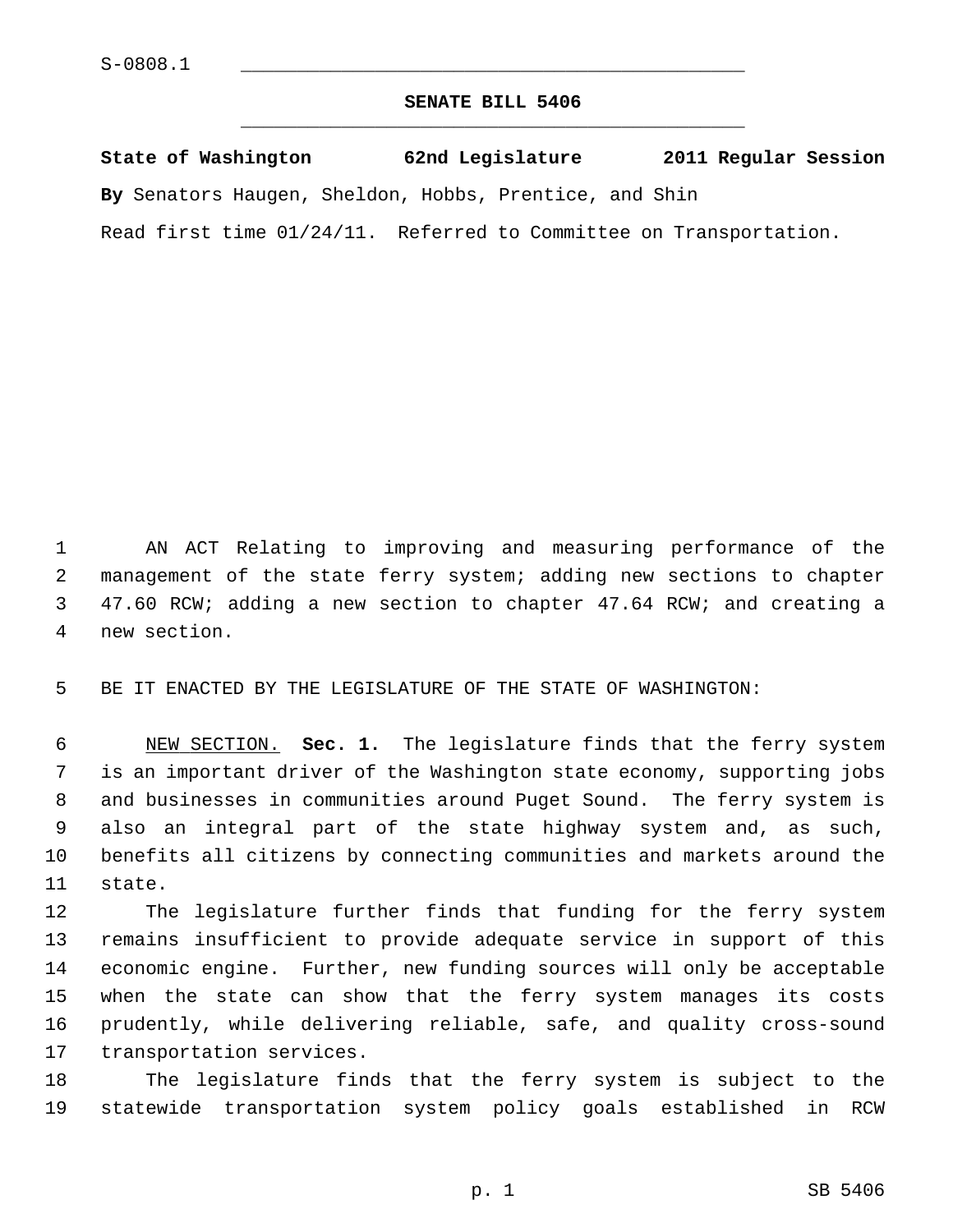S-0808.1

# SENATE BILL 5406

**State of Washington 62nd Legislature 2011 Regular Session**

**By** Senators Haugen, Sheldon, Hobbs, Prentice, and Shin

Read first time 01/24/11. Referred to Committee on Transportation.

AN ACT Relating to improving and measuring performance of the management of the state ferry system; adding new sections to chapter 47.60 RCW; adding a new section to chapter 47.64 RCW; and creating a new section.

BE IT ENACTED BY THE LEGISLATURE OF THE STATE OF WASHINGTON:

NEW SECTION. **Sec. 1.** The legislature finds that the ferry system is an important driver of the Washington state economy, supporting jobs and businesses in communities around Puget Sound. The ferry system is also an integral part of the state highway system and, as such, benefits all citizens by connecting communities and markets around the state.

The legislature further finds that funding for the ferry system remains insufficient to provide adequate service in support of this economic engine. Further, new funding sources will only be acceptable when the state can show that the ferry system manages its costs prudently, while delivering reliable, safe, and quality cross-sound transportation services.

The legislature finds that the ferry system is subject to the statewide transportation system policy goals established in RCW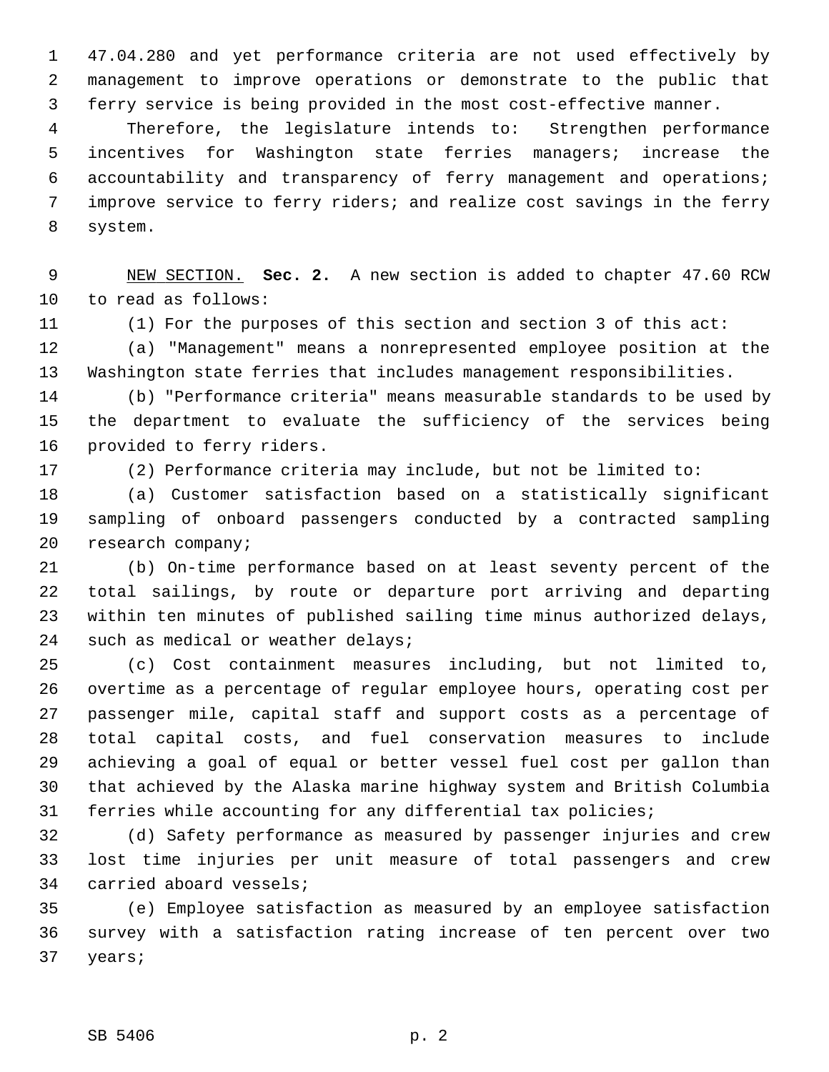47.04.280 and yet performance criteria are not used effectively by management to improve operations or demonstrate to the public that ferry service is being provided in the most cost-effective manner.

Therefore, the legislature intends to: Strengthen performance incentives for Washington state ferries managers; increase the accountability and transparency of ferry management and operations; improve service to ferry riders; and realize cost savings in the ferry system.

NEW SECTION. **Sec. 2.** A new section is added to chapter 47.60 RCW to read as follows:

(1) For the purposes of this section and section 3 of this act:

(a) "Management" means a nonrepresented employee position at the Washington state ferries that includes management responsibilities.

(b) "Performance criteria" means measurable standards to be used by the department to evaluate the sufficiency of the services being provided to ferry riders.

(2) Performance criteria may include, but not be limited to:

(a) Customer satisfaction based on a statistically significant sampling of onboard passengers conducted by a contracted sampling research company;

(b) On-time performance based on at least seventy percent of the total sailings, by route or departure port arriving and departing within ten minutes of published sailing time minus authorized delays, such as medical or weather delays;

(c) Cost containment measures including, but not limited to, overtime as a percentage of regular employee hours, operating cost per passenger mile, capital staff and support costs as a percentage of total capital costs, and fuel conservation measures to include achieving a goal of equal or better vessel fuel cost per gallon than that achieved by the Alaska marine highway system and British Columbia ferries while accounting for any differential tax policies;

(d) Safety performance as measured by passenger injuries and crew lost time injuries per unit measure of total passengers and crew carried aboard vessels;

(e) Employee satisfaction as measured by an employee satisfaction survey with a satisfaction rating increase of ten percent over two years;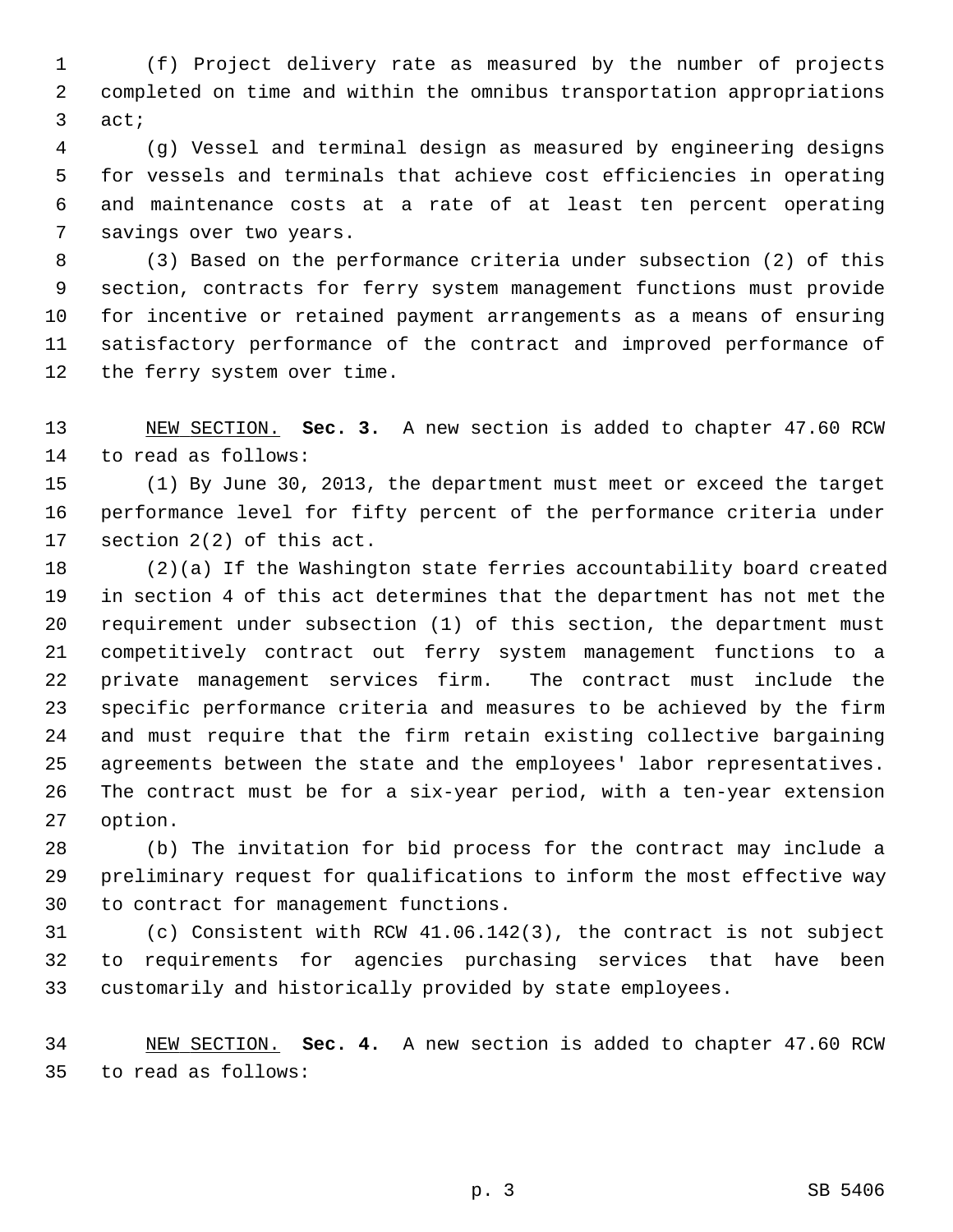(f) Project delivery rate as measured by the number of projects completed on time and within the omnibus transportation appropriations act;

(g) Vessel and terminal design as measured by engineering designs for vessels and terminals that achieve cost efficiencies in operating and maintenance costs at a rate of at least ten percent operating savings over two years.

(3) Based on the performance criteria under subsection (2) of this section, contracts for ferry system management functions must provide for incentive or retained payment arrangements as a means of ensuring satisfactory performance of the contract and improved performance of the ferry system over time.

NEW SECTION. **Sec. 3.** A new section is added to chapter 47.60 RCW to read as follows:

(1) By June 30, 2013, the department must meet or exceed the target performance level for fifty percent of the performance criteria under section 2(2) of this act.

(2)(a) If the Washington state ferries accountability board created in section 4 of this act determines that the department has not met the requirement under subsection (1) of this section, the department must competitively contract out ferry system management functions to a private management services firm. The contract must include the specific performance criteria and measures to be achieved by the firm and must require that the firm retain existing collective bargaining agreements between the state and the employees' labor representatives. The contract must be for a six-year period, with a ten-year extension option.

(b) The invitation for bid process for the contract may include a preliminary request for qualifications to inform the most effective way to contract for management functions.

(c) Consistent with RCW 41.06.142(3), the contract is not subject to requirements for agencies purchasing services that have been customarily and historically provided by state employees.

NEW SECTION. **Sec. 4.** A new section is added to chapter 47.60 RCW to read as follows: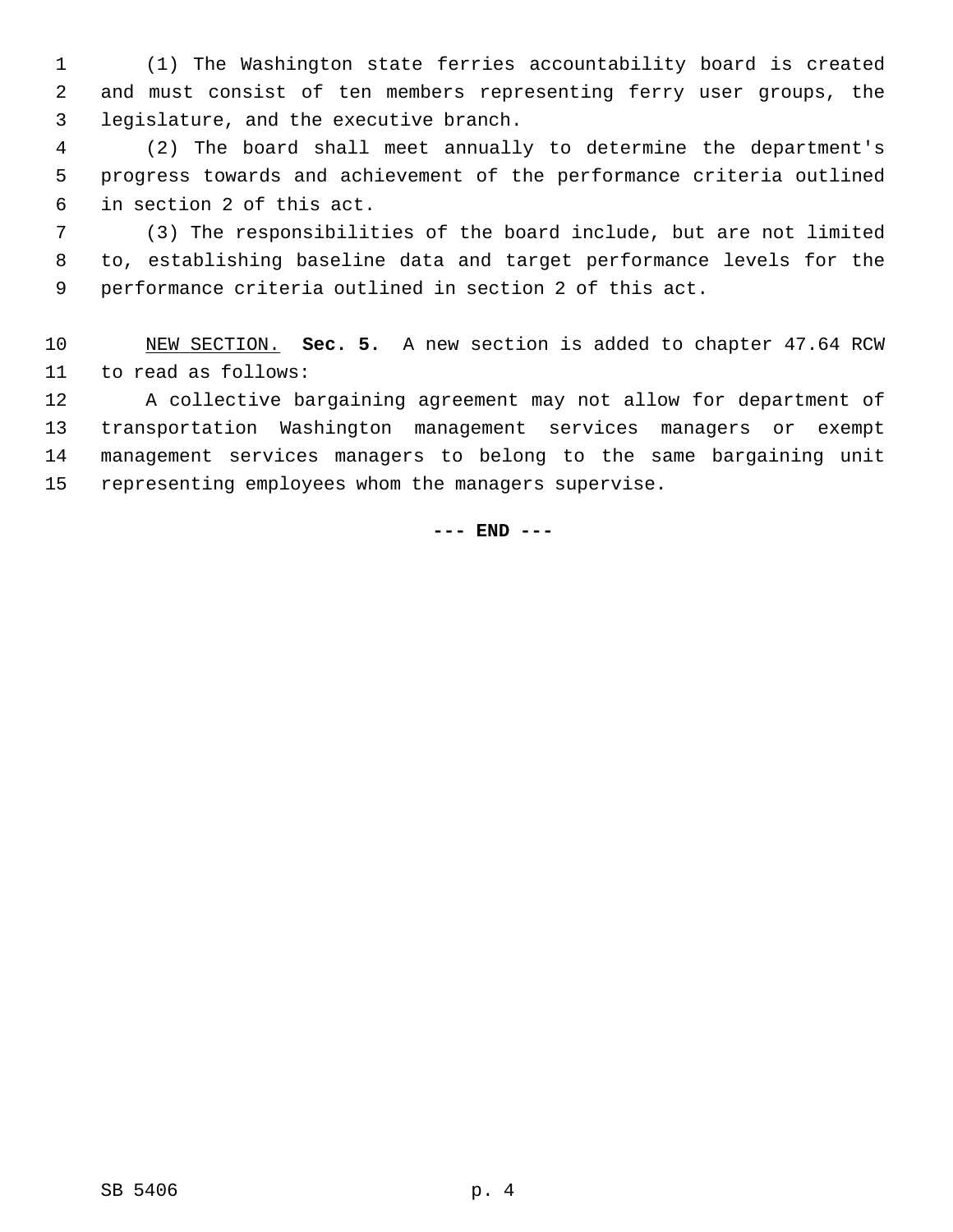(1) The Washington state ferries accountability board is created and must consist of ten members representing ferry user groups, the legislature, and the executive branch.

(2) The board shall meet annually to determine the department's progress towards and achievement of the performance criteria outlined in section 2 of this act.

(3) The responsibilities of the board include, but are not limited to, establishing baseline data and target performance levels for the performance criteria outlined in section 2 of this act.

NEW SECTION. **Sec. 5.** A new section is added to chapter 47.64 RCW to read as follows:

A collective bargaining agreement may not allow for department of transportation Washington management services managers or exempt management services managers to belong to the same bargaining unit representing employees whom the managers supervise.

**--- END ---**